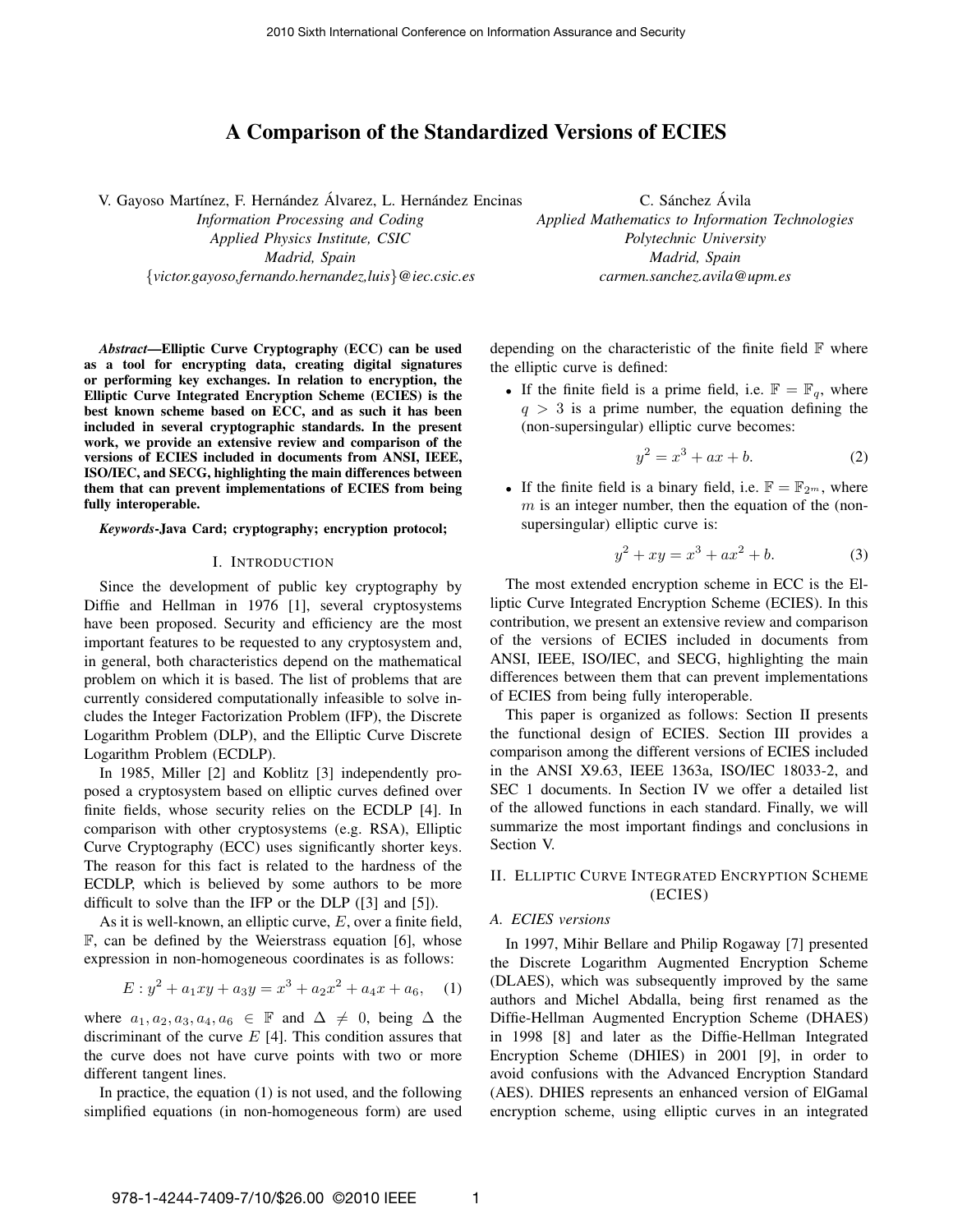# A Comparison of the Standardized Versions of ECIES

V. Gayoso Martínez, F. Hernández Álvarez, L. Hernández Encinas
*Information Processing and Coding*
*Applied Physics Institute, CSIC*
*Madrid, Spain*
*{victor.gayoso,fernando.hernandez,luis}@iec.csic.es*

C. Sánchez Ávila
*Applied Mathematics to Information Technologies*
*Polytechnic University*
*Madrid, Spain*
*carmen.sanchez.avila@upm.es*

***Abstract*—Elliptic Curve Cryptography (ECC) can be used as a tool for encrypting data, creating digital signatures or performing key exchanges. In relation to encryption, the Elliptic Curve Integrated Encryption Scheme (ECIES) is the best known scheme based on ECC, and as such it has been included in several cryptographic standards. In the present work, we provide an extensive review and comparison of the versions of ECIES included in documents from ANSI, IEEE, ISO/IEC, and SECG, highlighting the main differences between them that can prevent implementations of ECIES from being fully interoperable.**

***Keywords*-Java Card; cryptography; encryption protocol;**

## I. Introduction

Since the development of public key cryptography by Diffie and Hellman in 1976 [1], several cryptosystems have been proposed. Security and efficiency are the most important features to be requested to any cryptosystem and, in general, both characteristics depend on the mathematical problem on which it is based. The list of problems that are currently considered computationally infeasible to solve includes the Integer Factorization Problem (IFP), the Discrete Logarithm Problem (DLP), and the Elliptic Curve Discrete Logarithm Problem (ECDLP).

In 1985, Miller [2] and Koblitz [3] independently proposed a cryptosystem based on elliptic curves defined over finite fields, whose security relies on the ECDLP [4]. In comparison with other cryptosystems (e.g. RSA), Elliptic Curve Cryptography (ECC) uses significantly shorter keys. The reason for this fact is related to the hardness of the ECDLP, which is believed by some authors to be more difficult to solve than the IFP or the DLP ([3] and [5]).

As it is well-known, an elliptic curve, $E$, over a finite field, $\mathbb{F}$, can be defined by the Weierstrass equation [6], whose expression in non-homogeneous coordinates is as follows:

$$E : y^2 + a_1xy + a_3y = x^3 + a_2x^2 + a_4x + a_6, \quad (1)$$

where $a_1, a_2, a_3, a_4, a_6 \in \mathbb{F}$ and $\Delta \neq 0$, being $\Delta$ the discriminant of the curve $E$ [4]. This condition assures that the curve does not have curve points with two or more different tangent lines.

In practice, the equation (1) is not used, and the following simplified equations (in non-homogeneous form) are used depending on the characteristic of the finite field $\mathbb{F}$ where the elliptic curve is defined:

- If the finite field is a prime field, i.e. $\mathbb{F} = \mathbb{F}_q$, where $q > 3$ is a prime number, the equation defining the (non-supersingular) elliptic curve becomes:

$$y^2 = x^3 + ax + b. \quad (2)$$

- If the finite field is a binary field, i.e. $\mathbb{F} = \mathbb{F}_{2^m}$, where $m$ is an integer number, then the equation of the (non-supersingular) elliptic curve is:

$$y^2 + xy = x^3 + ax^2 + b. \quad (3)$$

The most extended encryption scheme in ECC is the Elliptic Curve Integrated Encryption Scheme (ECIES). In this contribution, we present an extensive review and comparison of the versions of ECIES included in documents from ANSI, IEEE, ISO/IEC, and SECG, highlighting the main differences between them that can prevent implementations of ECIES from being fully interoperable.

This paper is organized as follows: Section II presents the functional design of ECIES. Section III provides a comparison among the different versions of ECIES included in the ANSI X9.63, IEEE 1363a, ISO/IEC 18033-2, and SEC 1 documents. In Section IV we offer a detailed list of the allowed functions in each standard. Finally, we will summarize the most important findings and conclusions in Section V.

## II. Elliptic Curve Integrated Encryption Scheme (ECIES)

### A. ECIES versions

In 1997, Mihir Bellare and Philip Rogaway [7] presented the Discrete Logarithm Augmented Encryption Scheme (DLAES), which was subsequently improved by the same authors and Michel Abdalla, being first renamed as the Diffie-Hellman Augmented Encryption Scheme (DHAES) in 1998 [8] and later as the Diffie-Hellman Integrated Encryption Scheme (DHIES) in 2001 [9], in order to avoid confusions with the Advanced Encryption Standard (AES). DHIES represents an enhanced version of ElGamal encryption scheme, using elliptic curves in an integrated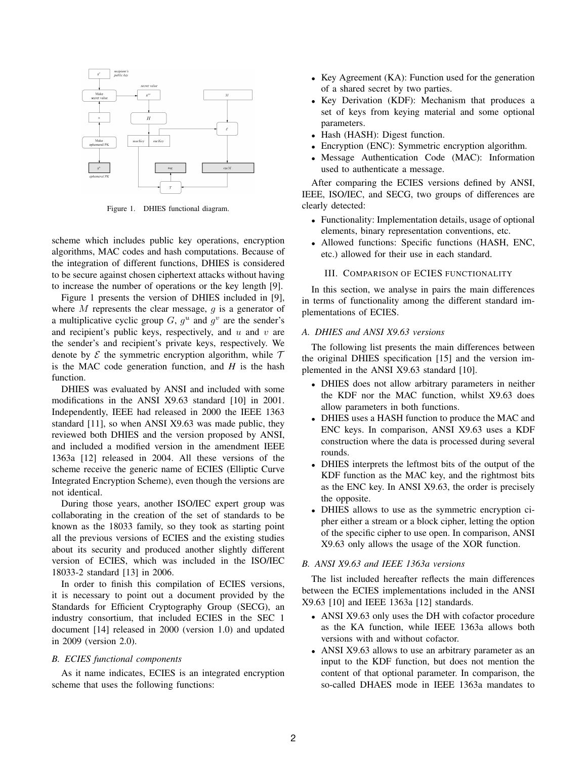Figure 1. DHIES functional diagram.

scheme which includes public key operations, encryption algorithms, MAC codes and hash computations. Because of the integration of different functions, DHIES is considered to be secure against chosen ciphertext attacks without having to increase the number of operations or the key length [9].

Figure 1 presents the version of DHIES included in [9], where $M$ represents the clear message, $g$ is a generator of a multiplicative cyclic group $G$, $g^u$ and $g^v$ are the sender's and recipient's public keys, respectively, and $u$ and $v$ are the sender's and recipient's private keys, respectively. We denote by $\mathcal{E}$ the symmetric encryption algorithm, while $\mathcal{T}$ is the MAC code generation function, and $H$ is the hash function.

DHIES was evaluated by ANSI and included with some modifications in the ANSI X9.63 standard [10] in 2001. Independently, IEEE had released in 2000 the IEEE 1363 standard [11], so when ANSI X9.63 was made public, they reviewed both DHIES and the version proposed by ANSI, and included a modified version in the amendment IEEE 1363a [12] released in 2004. All these versions of the scheme receive the generic name of ECIES (Elliptic Curve Integrated Encryption Scheme), even though the versions are not identical.

During those years, another ISO/IEC expert group was collaborating in the creation of the set of standards to be known as the 18033 family, so they took as starting point all the previous versions of ECIES and the existing studies about its security and produced another slightly different version of ECIES, which was included in the ISO/IEC 18033-2 standard [13] in 2006.

In order to finish this compilation of ECIES versions, it is necessary to point out a document provided by the Standards for Efficient Cryptography Group (SECG), an industry consortium, that included ECIES in the SEC 1 document [14] released in 2000 (version 1.0) and updated in 2009 (version 2.0).

### B. ECIES functional components

As it name indicates, ECIES is an integrated encryption scheme that uses the following functions:

- Key Agreement (KA): Function used for the generation of a shared secret by two parties.
- Key Derivation (KDF): Mechanism that produces a set of keys from keying material and some optional parameters.
- Hash (HASH): Digest function.
- Encryption (ENC): Symmetric encryption algorithm.
- Message Authentication Code (MAC): Information used to authenticate a message.

After comparing the ECIES versions defined by ANSI, IEEE, ISO/IEC, and SECG, two groups of differences are clearly detected:

- Functionality: Implementation details, usage of optional elements, binary representation conventions, etc.
- Allowed functions: Specific functions (HASH, ENC, etc.) allowed for their use in each standard.

## III. Comparison of ECIES functionality

In this section, we analyse in pairs the main differences in terms of functionality among the different standard implementations of ECIES.

### A. DHIES and ANSI X9.63 versions

The following list presents the main differences between the original DHIES specification [15] and the version implemented in the ANSI X9.63 standard [10].

- DHIES does not allow arbitrary parameters in neither the KDF nor the MAC function, whilst X9.63 does allow parameters in both functions.
- DHIES uses a HASH function to produce the MAC and ENC keys. In comparison, ANSI X9.63 uses a KDF construction where the data is processed during several rounds.
- DHIES interprets the leftmost bits of the output of the KDF function as the MAC key, and the rightmost bits as the ENC key. In ANSI X9.63, the order is precisely the opposite.
- DHIES allows to use as the symmetric encryption cipher either a stream or a block cipher, letting the option of the specific cipher to use open. In comparison, ANSI X9.63 only allows the usage of the XOR function.

### B. ANSI X9.63 and IEEE 1363a versions

The list included hereafter reflects the main differences between the ECIES implementations included in the ANSI X9.63 [10] and IEEE 1363a [12] standards.

- ANSI X9.63 only uses the DH with cofactor procedure as the KA function, while IEEE 1363a allows both versions with and without cofactor.
- ANSI X9.63 allows to use an arbitrary parameter as an input to the KDF function, but does not mention the content of that optional parameter. In comparison, the so-called DHAES mode in IEEE 1363a mandates to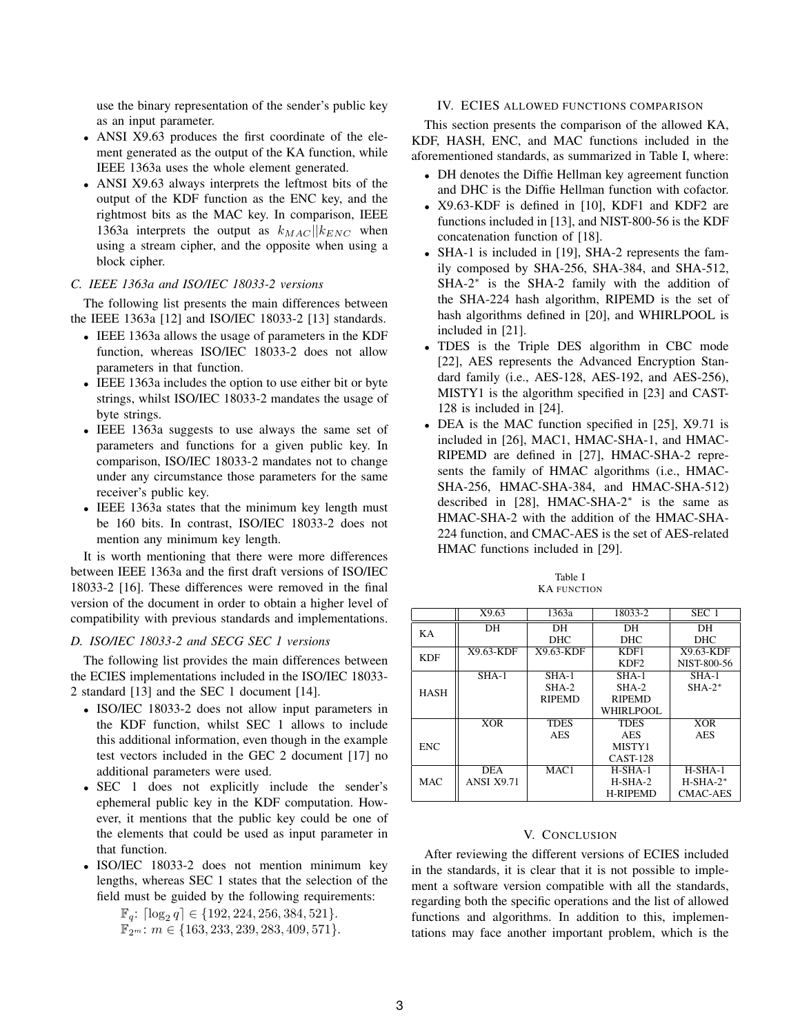use the binary representation of the sender's public key as an input parameter.

- ANSI X9.63 produces the first coordinate of the element generated as the output of the KA function, while IEEE 1363a uses the whole element generated.
- ANSI X9.63 always interprets the leftmost bits of the output of the KDF function as the ENC key, and the rightmost bits as the MAC key. In comparison, IEEE 1363a interprets the output as $k_{MAC}||k_{ENC}$ when using a stream cipher, and the opposite when using a block cipher.

### C. IEEE 1363a and ISO/IEC 18033-2 versions

The following list presents the main differences between the IEEE 1363a [12] and ISO/IEC 18033-2 [13] standards.

- IEEE 1363a allows the usage of parameters in the KDF function, whereas ISO/IEC 18033-2 does not allow parameters in that function.
- IEEE 1363a includes the option to use either bit or byte strings, whilst ISO/IEC 18033-2 mandates the usage of byte strings.
- IEEE 1363a suggests to use always the same set of parameters and functions for a given public key. In comparison, ISO/IEC 18033-2 mandates not to change under any circumstance those parameters for the same receiver's public key.
- IEEE 1363a states that the minimum key length must be 160 bits. In contrast, ISO/IEC 18033-2 does not mention any minimum key length.

It is worth mentioning that there were more differences between IEEE 1363a and the first draft versions of ISO/IEC 18033-2 [16]. These differences were removed in the final version of the document in order to obtain a higher level of compatibility with previous standards and implementations.

### D. ISO/IEC 18033-2 and SECG SEC 1 versions

The following list provides the main differences between the ECIES implementations included in the ISO/IEC 18033-2 standard [13] and the SEC 1 document [14].

- ISO/IEC 18033-2 does not allow input parameters in the KDF function, whilst SEC 1 allows to include this additional information, even though in the example test vectors included in the GEC 2 document [17] no additional parameters were used.
- SEC 1 does not explicitly include the sender's ephemeral public key in the KDF computation. However, it mentions that the public key could be one of the elements that could be used as input parameter in that function.
- ISO/IEC 18033-2 does not mention minimum key lengths, whereas SEC 1 states that the selection of the field must be guided by the following requirements:

  $\mathbb{F}_q$: $\lceil \log_2 q \rceil \in \{192, 224, 256, 384, 521\}$.
  $\mathbb{F}_{2^m}$: $m \in \{163, 233, 239, 283, 409, 571\}$.

## IV. ECIES allowed functions comparison

This section presents the comparison of the allowed KA, KDF, HASH, ENC, and MAC functions included in the aforementioned standards, as summarized in Table I, where:

- DH denotes the Diffie Hellman key agreement function and DHC is the Diffie Hellman function with cofactor.
- X9.63-KDF is defined in [10], KDF1 and KDF2 are functions included in [13], and NIST-800-56 is the KDF concatenation function of [18].
- SHA-1 is included in [19], SHA-2 represents the family composed by SHA-256, SHA-384, and SHA-512, SHA-2$^*$ is the SHA-2 family with the addition of the SHA-224 hash algorithm, RIPEMD is the set of hash algorithms defined in [20], and WHIRLPOOL is included in [21].
- TDES is the Triple DES algorithm in CBC mode [22], AES represents the Advanced Encryption Standard family (i.e., AES-128, AES-192, and AES-256), MISTY1 is the algorithm specified in [23] and CAST-128 is included in [24].
- DEA is the MAC function specified in [25], X9.71 is included in [26], MAC1, HMAC-SHA-1, and HMAC-RIPEMD are defined in [27], HMAC-SHA-2 represents the family of HMAC algorithms (i.e., HMAC-SHA-256, HMAC-SHA-384, and HMAC-SHA-512) described in [28], HMAC-SHA-2$^*$ is the same as HMAC-SHA-2 with the addition of the HMAC-SHA-224 function, and CMAC-AES is the set of AES-related HMAC functions included in [29].

Table I
KA function

| | X9.63 | 1363a | 18033-2 | SEC 1 |
|---|---|---|---|---|
| KA | DH | DH<br>DHC | DH<br>DHC | DH<br>DHC |
| KDF | X9.63-KDF | X9.63-KDF | KDF1<br>KDF2 | X9.63-KDF<br>NIST-800-56 |
| HASH | SHA-1 | SHA-1<br>SHA-2<br>RIPEMD | SHA-1<br>SHA-2<br>RIPEMD<br>WHIRLPOOL | SHA-1<br>SHA-2$^*$ |
| ENC | XOR | TDES<br>AES | TDES<br>AES<br>MISTY1<br>CAST-128 | XOR<br>AES |
| MAC | DEA<br>ANSI X9.71 | MAC1 | H-SHA-1<br>H-SHA-2<br>H-RIPEMD | H-SHA-1<br>H-SHA-2$^*$<br>CMAC-AES |

## V. Conclusion

After reviewing the different versions of ECIES included in the standards, it is clear that it is not possible to implement a software version compatible with all the standards, regarding both the specific operations and the list of allowed functions and algorithms. In addition to this, implementations may face another important problem, which is the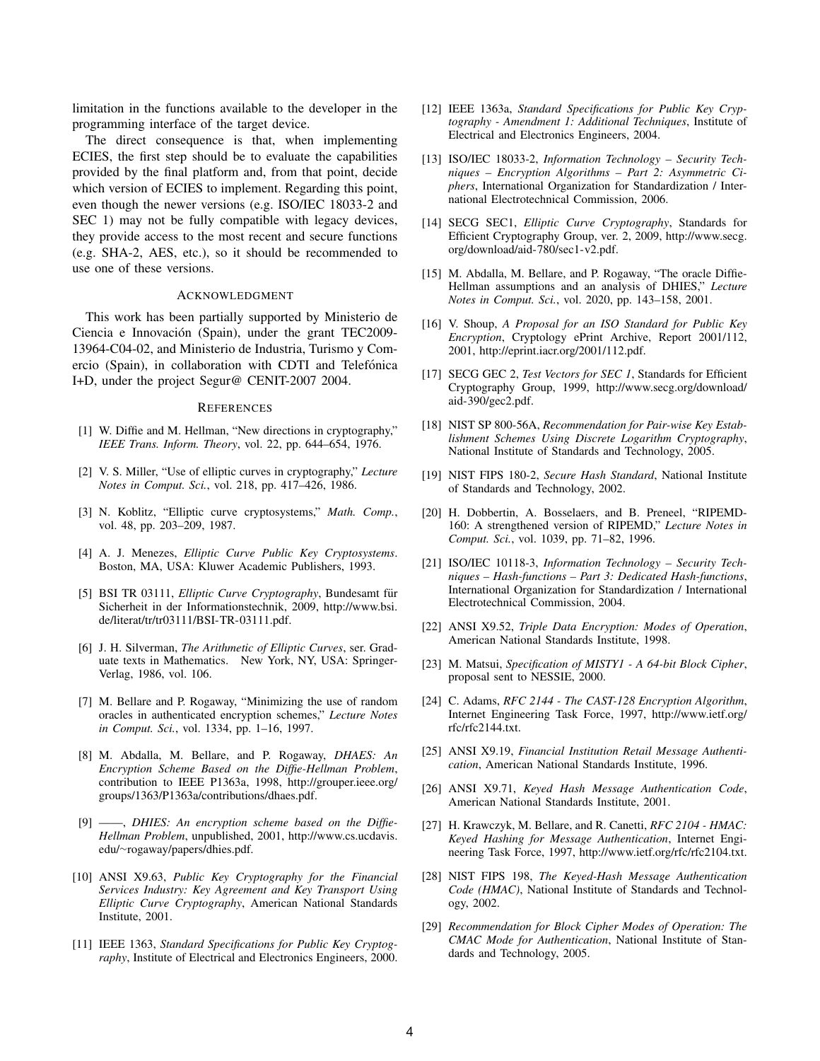limitation in the functions available to the developer in the programming interface of the target device.

The direct consequence is that, when implementing ECIES, the first step should be to evaluate the capabilities provided by the final platform and, from that point, decide which version of ECIES to implement. Regarding this point, even though the newer versions (e.g. ISO/IEC 18033-2 and SEC 1) may not be fully compatible with legacy devices, they provide access to the most recent and secure functions (e.g. SHA-2, AES, etc.), so it should be recommended to use one of these versions.

## Acknowledgment

This work has been partially supported by Ministerio de Ciencia e Innovación (Spain), under the grant TEC2009-13964-C04-02, and Ministerio de Industria, Turismo y Comercio (Spain), in collaboration with CDTI and Telefónica I+D, under the project Segur@ CENIT-2007 2004.

## References

[1] W. Diffie and M. Hellman, "New directions in cryptography," *IEEE Trans. Inform. Theory*, vol. 22, pp. 644–654, 1976.

[2] V. S. Miller, "Use of elliptic curves in cryptography," *Lecture Notes in Comput. Sci.*, vol. 218, pp. 417–426, 1986.

[3] N. Koblitz, "Elliptic curve cryptosystems," *Math. Comp.*, vol. 48, pp. 203–209, 1987.

[4] A. J. Menezes, *Elliptic Curve Public Key Cryptosystems*. Boston, MA, USA: Kluwer Academic Publishers, 1993.

[5] BSI TR 03111, *Elliptic Curve Cryptography*, Bundesamt für Sicherheit in der Informationstechnik, 2009, http://www.bsi.de/literat/tr/tr03111/BSI-TR-03111.pdf.

[6] J. H. Silverman, *The Arithmetic of Elliptic Curves*, ser. Graduate texts in Mathematics. New York, NY, USA: Springer-Verlag, 1986, vol. 106.

[7] M. Bellare and P. Rogaway, "Minimizing the use of random oracles in authenticated encryption schemes," *Lecture Notes in Comput. Sci.*, vol. 1334, pp. 1–16, 1997.

[8] M. Abdalla, M. Bellare, and P. Rogaway, *DHAES: An Encryption Scheme Based on the Diffie-Hellman Problem*, contribution to IEEE P1363a, 1998, http://grouper.ieee.org/groups/1363/P1363a/contributions/dhaes.pdf.

[9] ——, *DHIES: An encryption scheme based on the Diffie-Hellman Problem*, unpublished, 2001, http://www.cs.ucdavis.edu/~rogaway/papers/dhies.pdf.

[10] ANSI X9.63, *Public Key Cryptography for the Financial Services Industry: Key Agreement and Key Transport Using Elliptic Curve Cryptography*, American National Standards Institute, 2001.

[11] IEEE 1363, *Standard Specifications for Public Key Cryptography*, Institute of Electrical and Electronics Engineers, 2000.

[12] IEEE 1363a, *Standard Specifications for Public Key Cryptography - Amendment 1: Additional Techniques*, Institute of Electrical and Electronics Engineers, 2004.

[13] ISO/IEC 18033-2, *Information Technology – Security Techniques – Encryption Algorithms – Part 2: Asymmetric Ciphers*, International Organization for Standardization / International Electrotechnical Commission, 2006.

[14] SECG SEC1, *Elliptic Curve Cryptography*, Standards for Efficient Cryptography Group, ver. 2, 2009, http://www.secg.org/download/aid-780/sec1-v2.pdf.

[15] M. Abdalla, M. Bellare, and P. Rogaway, "The oracle Diffie-Hellman assumptions and an analysis of DHIES," *Lecture Notes in Comput. Sci.*, vol. 2020, pp. 143–158, 2001.

[16] V. Shoup, *A Proposal for an ISO Standard for Public Key Encryption*, Cryptology ePrint Archive, Report 2001/112, 2001, http://eprint.iacr.org/2001/112.pdf.

[17] SECG GEC 2, *Test Vectors for SEC 1*, Standards for Efficient Cryptography Group, 1999, http://www.secg.org/download/aid-390/gec2.pdf.

[18] NIST SP 800-56A, *Recommendation for Pair-wise Key Establishment Schemes Using Discrete Logarithm Cryptography*, National Institute of Standards and Technology, 2005.

[19] NIST FIPS 180-2, *Secure Hash Standard*, National Institute of Standards and Technology, 2002.

[20] H. Dobbertin, A. Bosselaers, and B. Preneel, "RIPEMD-160: A strengthened version of RIPEMD," *Lecture Notes in Comput. Sci.*, vol. 1039, pp. 71–82, 1996.

[21] ISO/IEC 10118-3, *Information Technology – Security Techniques – Hash-functions – Part 3: Dedicated Hash-functions*, International Organization for Standardization / International Electrotechnical Commission, 2004.

[22] ANSI X9.52, *Triple Data Encryption: Modes of Operation*, American National Standards Institute, 1998.

[23] M. Matsui, *Specification of MISTY1 - A 64-bit Block Cipher*, proposal sent to NESSIE, 2000.

[24] C. Adams, *RFC 2144 - The CAST-128 Encryption Algorithm*, Internet Engineering Task Force, 1997, http://www.ietf.org/rfc/rfc2144.txt.

[25] ANSI X9.19, *Financial Institution Retail Message Authentication*, American National Standards Institute, 1996.

[26] ANSI X9.71, *Keyed Hash Message Authentication Code*, American National Standards Institute, 2001.

[27] H. Krawczyk, M. Bellare, and R. Canetti, *RFC 2104 - HMAC: Keyed Hashing for Message Authentication*, Internet Engineering Task Force, 1997, http://www.ietf.org/rfc/rfc2104.txt.

[28] NIST FIPS 198, *The Keyed-Hash Message Authentication Code (HMAC)*, National Institute of Standards and Technology, 2002.

[29] *Recommendation for Block Cipher Modes of Operation: The CMAC Mode for Authentication*, National Institute of Standards and Technology, 2005.